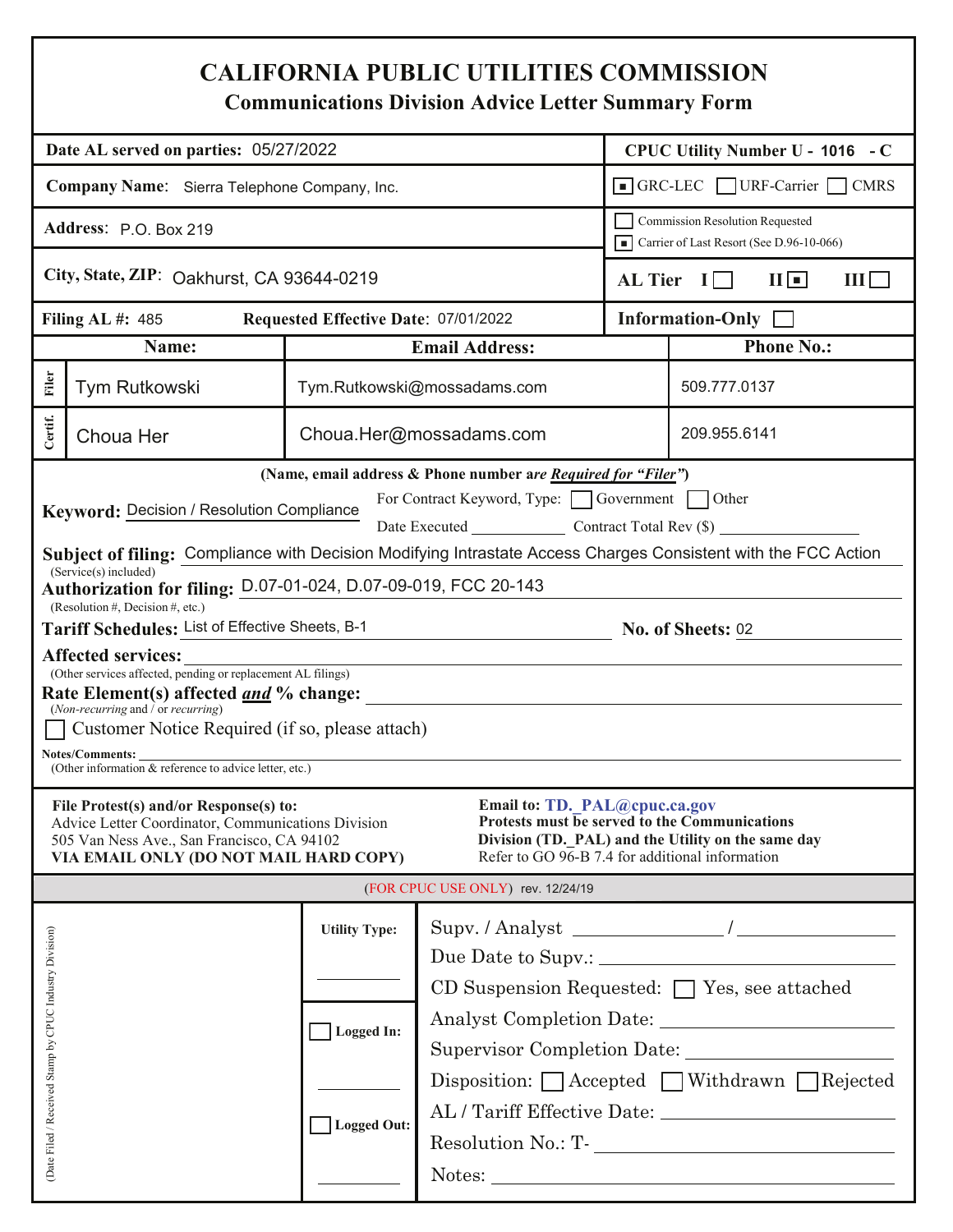# CALIFORNIA PUBLIC UTILITIES COMMISSION

## Communications Division Advice Letter Summary Form

| | |
|---|---|
| **Date AL served on parties:** 05/27/2022 | **CPUC Utility Number U - 1016 - C** |
| **Company Name:** Sierra Telephone Company, Inc. | ■ GRC-LEC ☐ URF-Carrier ☐ CMRS |
| **Address:** P.O. Box 219 | ☐ Commission Resolution Requested<br>■ Carrier of Last Resort (See D.96-10-066) |
| **City, State, ZIP:** Oakhurst, CA 93644-0219 | **AL Tier** I ☐ II ■ III ☐ |
| **Filing AL #:** 485 **Requested Effective Date:** 07/01/2022 | **Information-Only** ☐ |

| | Name: | Email Address: | Phone No.: |
|---|---|---|---|
| Filer | Tym Rutkowski | Tym.Rutkowski@mossadams.com | 509.777.0137 |
| Certif. | Choua Her | Choua.Her@mossadams.com | 209.955.6141 |

**(Name, email address & Phone number are *Required for "Filer"*)**

**Keyword:** Decision / Resolution Compliance

For Contract Keyword, Type: ☐ Government ☐ Other

Date Executed ____________ Contract Total Rev ($) ____________

**Subject of filing:** Compliance with Decision Modifying Intrastate Access Charges Consistent with the FCC Action
(Service(s) included)

**Authorization for filing:** D.07-01-024, D.07-09-019, FCC 20-143
(Resolution #, Decision #, etc.)

**Tariff Schedules:** List of Effective Sheets, B-1 **No. of Sheets:** 02

**Affected services:**
(Other services affected, pending or replacement AL filings)

**Rate Element(s) affected *and* % change:**
(*Non-recurring* and / or *recurring*)

☐ Customer Notice Required (if so, please attach)

**Notes/Comments:**
(Other information & reference to advice letter, etc.)

**File Protest(s) and/or Response(s) to:**
Advice Letter Coordinator, Communications Division
505 Van Ness Ave., San Francisco, CA 94102
**VIA EMAIL ONLY (DO NOT MAIL HARD COPY)**

**Email to: TD._PAL@cpuc.ca.gov**
**Protests must be served to the Communications Division (TD._PAL) and the Utility on the same day**
Refer to GO 96-B 7.4 for additional information

(FOR CPUC USE ONLY) rev. 12/24/19

| (Date Filed / Received Stamp by CPUC Industry Division) | Utility Type: | Supv. / Analyst ________ / ________ |
|---|---|---|
| | ________ | Due Date to Supv.: ________ |
| | | CD Suspension Requested: ☐ Yes, see attached |
| | ☐ Logged In: | Analyst Completion Date: ________ |
| | ________ | Supervisor Completion Date: ________ |
| | | Disposition: ☐ Accepted ☐ Withdrawn ☐ Rejected |
| | ☐ Logged Out: | AL / Tariff Effective Date: ________ |
| | | Resolution No.: T- ________ |
| | ________ | Notes: ________ |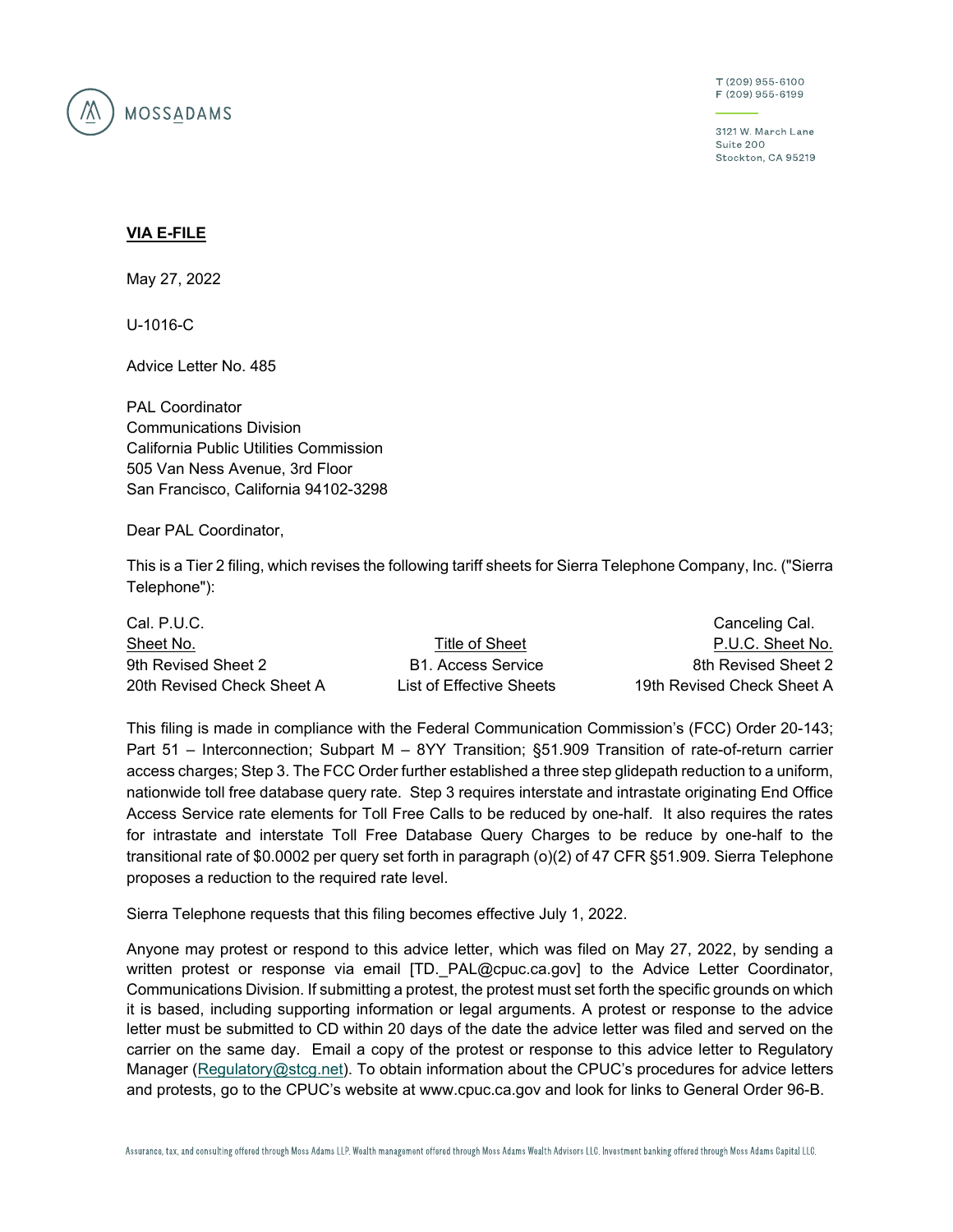MOSSADAMS

T (209) 955-6100
F (209) 955-6199

3121 W. March Lane
Suite 200
Stockton, CA 95219

**VIA E-FILE**

May 27, 2022

U-1016-C

Advice Letter No. 485

PAL Coordinator
Communications Division
California Public Utilities Commission
505 Van Ness Avenue, 3rd Floor
San Francisco, California 94102-3298

Dear PAL Coordinator,

This is a Tier 2 filing, which revises the following tariff sheets for Sierra Telephone Company, Inc. ("Sierra Telephone"):

| Cal. P.U.C. Sheet No. | Title of Sheet | Canceling Cal. P.U.C. Sheet No. |
|---|---|---|
| 9th Revised Sheet 2 | B1. Access Service | 8th Revised Sheet 2 |
| 20th Revised Check Sheet A | List of Effective Sheets | 19th Revised Check Sheet A |

This filing is made in compliance with the Federal Communication Commission's (FCC) Order 20-143; Part 51 – Interconnection; Subpart M – 8YY Transition; §51.909 Transition of rate-of-return carrier access charges; Step 3. The FCC Order further established a three step glidepath reduction to a uniform, nationwide toll free database query rate. Step 3 requires interstate and intrastate originating End Office Access Service rate elements for Toll Free Calls to be reduced by one-half. It also requires the rates for intrastate and interstate Toll Free Database Query Charges to be reduce by one-half to the transitional rate of $0.0002 per query set forth in paragraph (o)(2) of 47 CFR §51.909. Sierra Telephone proposes a reduction to the required rate level.

Sierra Telephone requests that this filing becomes effective July 1, 2022.

Anyone may protest or respond to this advice letter, which was filed on May 27, 2022, by sending a written protest or response via email [TD._PAL@cpuc.ca.gov] to the Advice Letter Coordinator, Communications Division. If submitting a protest, the protest must set forth the specific grounds on which it is based, including supporting information or legal arguments. A protest or response to the advice letter must be submitted to CD within 20 days of the date the advice letter was filed and served on the carrier on the same day. Email a copy of the protest or response to this advice letter to Regulatory Manager (Regulatory@stcg.net). To obtain information about the CPUC's procedures for advice letters and protests, go to the CPUC's website at www.cpuc.ca.gov and look for links to General Order 96-B.

Assurance, tax, and consulting offered through Moss Adams LLP. Wealth management offered through Moss Adams Wealth Advisors LLC. Investment banking offered through Moss Adams Capital LLC.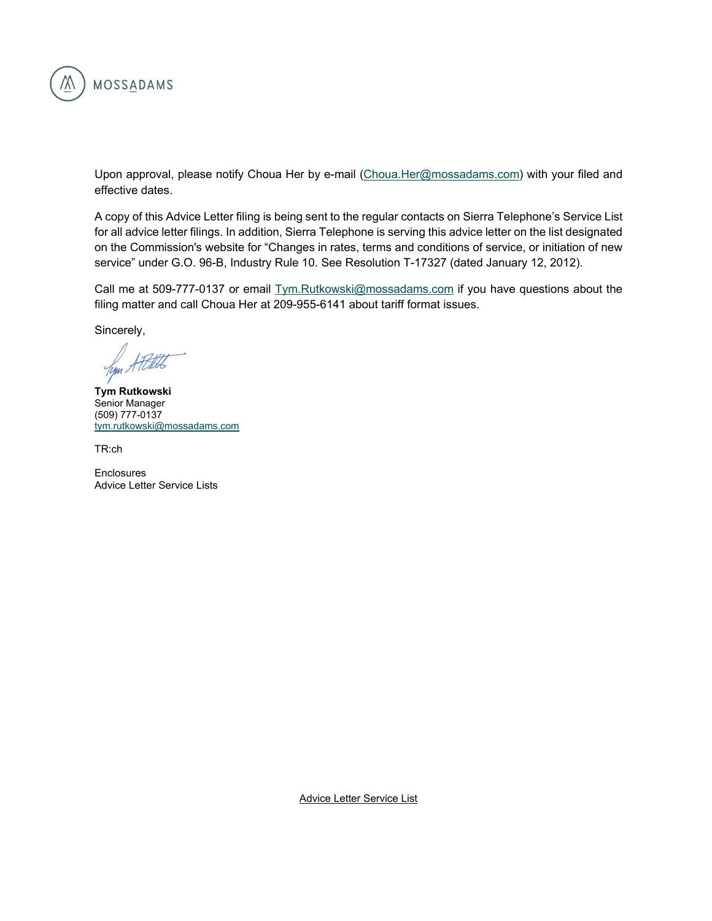MOSSADAMS

Upon approval, please notify Choua Her by e-mail (Choua.Her@mossadams.com) with your filed and effective dates.

A copy of this Advice Letter filing is being sent to the regular contacts on Sierra Telephone's Service List for all advice letter filings. In addition, Sierra Telephone is serving this advice letter on the list designated on the Commission's website for "Changes in rates, terms and conditions of service, or initiation of new service" under G.O. 96-B, Industry Rule 10. See Resolution T-17327 (dated January 12, 2012).

Call me at 509-777-0137 or email Tym.Rutkowski@mossadams.com if you have questions about the filing matter and call Choua Her at 209-955-6141 about tariff format issues.

Sincerely,

**Tym Rutkowski**
Senior Manager
(509) 777-0137
tym.rutkowski@mossadams.com

TR:ch

Enclosures
Advice Letter Service Lists

Advice Letter Service List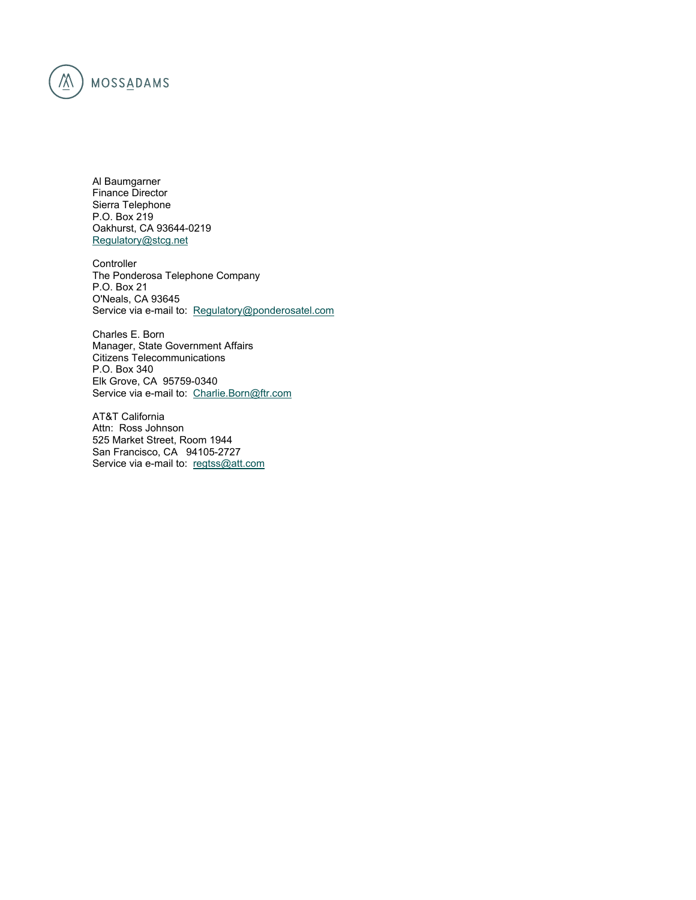MOSSADAMS

Al Baumgarner  
Finance Director  
Sierra Telephone  
P.O. Box 219  
Oakhurst, CA 93644-0219  
Regulatory@stcg.net

Controller  
The Ponderosa Telephone Company  
P.O. Box 21  
O'Neals, CA 93645  
Service via e-mail to: Regulatory@ponderosatel.com

Charles E. Born  
Manager, State Government Affairs  
Citizens Telecommunications  
P.O. Box 340  
Elk Grove, CA 95759-0340  
Service via e-mail to: Charlie.Born@ftr.com

AT&T California  
Attn: Ross Johnson  
525 Market Street, Room 1944  
San Francisco, CA 94105-2727  
Service via e-mail to: regtss@att.com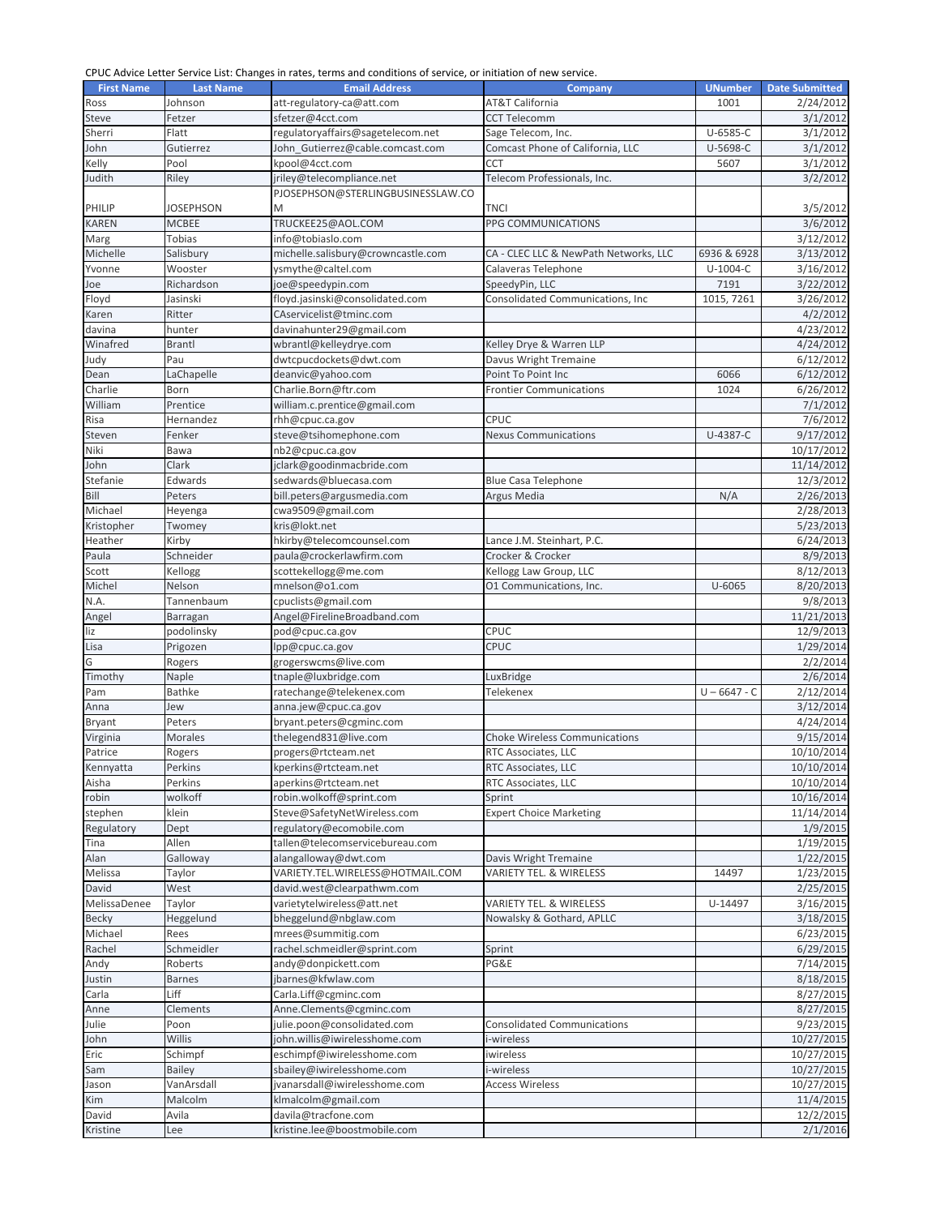CPUC Advice Letter Service List: Changes in rates, terms and conditions of service, or initiation of new service.

| First Name | Last Name | Email Address | Company | UNumber | Date Submitted |
|---|---|---|---|---|---|
| Ross | Johnson | att-regulatory-ca@att.com | AT&T California | 1001 | 2/24/2012 |
| Steve | Fetzer | sfetzer@4cct.com | CCT Telecomm | | 3/1/2012 |
| Sherri | Flatt | regulatoryaffairs@sagetelecom.net | Sage Telecom, Inc. | U-6585-C | 3/1/2012 |
| John | Gutierrez | John_Gutierrez@cable.comcast.com | Comcast Phone of California, LLC | U-5698-C | 3/1/2012 |
| Kelly | Pool | kpool@4cct.com | CCT | 5607 | 3/1/2012 |
| Judith | Riley | jriley@telecompliance.net | Telecom Professionals, Inc. | | 3/2/2012 |
| PHILIP | JOSEPHSON | PJOSEPHSON@STERLINGBUSINESSLAW.COM | TNCI | | 3/5/2012 |
| KAREN | MCBEE | TRUCKEE25@AOL.COM | PPG COMMUNICATIONS | | 3/6/2012 |
| Marg | Tobias | info@tobiaslo.com | | | 3/12/2012 |
| Michelle | Salisbury | michelle.salisbury@crowncastle.com | CA - CLEC LLC & NewPath Networks, LLC | 6936 & 6928 | 3/13/2012 |
| Yvonne | Wooster | ysmythe@caltel.com | Calaveras Telephone | U-1004-C | 3/16/2012 |
| Joe | Richardson | joe@speedypin.com | SpeedyPin, LLC | 7191 | 3/22/2012 |
| Floyd | Jasinski | floyd.jasinski@consolidated.com | Consolidated Communications, Inc | 1015, 7261 | 3/26/2012 |
| Karen | Ritter | CAservicelist@tminc.com | | | 4/2/2012 |
| davina | hunter | davinahunter29@gmail.com | | | 4/23/2012 |
| Winafred | Brantl | wbrantl@kelleydrye.com | Kelley Drye & Warren LLP | | 4/24/2012 |
| Judy | Pau | dwtcpucdockets@dwt.com | Davus Wright Tremaine | | 6/12/2012 |
| Dean | LaChapelle | deanvic@yahoo.com | Point To Point Inc | 6066 | 6/12/2012 |
| Charlie | Born | Charlie.Born@ftr.com | Frontier Communications | 1024 | 6/26/2012 |
| William | Prentice | william.c.prentice@gmail.com | | | 7/1/2012 |
| Risa | Hernandez | rhh@cpuc.ca.gov | CPUC | | 7/6/2012 |
| Steven | Fenker | steve@tsihomephone.com | Nexus Communications | U-4387-C | 9/17/2012 |
| Niki | Bawa | nb2@cpuc.ca.gov | | | 10/17/2012 |
| John | Clark | jclark@goodinmacbride.com | | | 11/14/2012 |
| Stefanie | Edwards | sedwards@bluecasa.com | Blue Casa Telephone | | 12/3/2012 |
| Bill | Peters | bill.peters@argusmedia.com | Argus Media | N/A | 2/26/2013 |
| Michael | Heyenga | cwa9509@gmail.com | | | 2/28/2013 |
| Kristopher | Twomey | kris@lokt.net | | | 5/23/2013 |
| Heather | Kirby | hkirby@telecomcounsel.com | Lance J.M. Steinhart, P.C. | | 6/24/2013 |
| Paula | Schneider | paula@crockerlawfirm.com | Crocker & Crocker | | 8/9/2013 |
| Scott | Kellogg | scottekellogg@me.com | Kellogg Law Group, LLC | | 8/12/2013 |
| Michel | Nelson | mnelson@o1.com | O1 Communications, Inc. | U-6065 | 8/20/2013 |
| N.A. | Tannenbaum | cpuclists@gmail.com | | | 9/8/2013 |
| Angel | Barragan | Angel@FirelineBroadband.com | | | 11/21/2013 |
| liz | podolinsky | pod@cpuc.ca.gov | CPUC | | 12/9/2013 |
| Lisa | Prigozen | lpp@cpuc.ca.gov | CPUC | | 1/29/2014 |
| G | Rogers | grogerswcms@live.com | | | 2/2/2014 |
| Timothy | Naple | tnaple@luxbridge.com | LuxBridge | | 2/6/2014 |
| Pam | Bathke | ratechange@telekenex.com | Telekenex | U – 6647 - C | 2/12/2014 |
| Anna | Jew | anna.jew@cpuc.ca.gov | | | 3/12/2014 |
| Bryant | Peters | bryant.peters@cgminc.com | | | 4/24/2014 |
| Virginia | Morales | thelegend831@live.com | Choke Wireless Communications | | 9/15/2014 |
| Patrice | Rogers | progers@rtcteam.net | RTC Associates, LLC | | 10/10/2014 |
| Kennyatta | Perkins | kperkins@rtcteam.net | RTC Associates, LLC | | 10/10/2014 |
| Aisha | Perkins | aperkins@rtcteam.net | RTC Associates, LLC | | 10/10/2014 |
| robin | wolkoff | robin.wolkoff@sprint.com | Sprint | | 10/16/2014 |
| stephen | klein | Steve@SafetyNetWireless.com | Expert Choice Marketing | | 11/14/2014 |
| Regulatory | Dept | regulatory@ecomobile.com | | | 1/9/2015 |
| Tina | Allen | tallen@telecomservicebureau.com | | | 1/19/2015 |
| Alan | Galloway | alangalloway@dwt.com | Davis Wright Tremaine | | 1/22/2015 |
| Melissa | Taylor | VARIETY.TEL.WIRELESS@HOTMAIL.COM | VARIETY TEL. & WIRELESS | 14497 | 1/23/2015 |
| David | West | david.west@clearpathwm.com | | | 2/25/2015 |
| MelissaDenee | Taylor | varietytelwireless@att.net | VARIETY TEL. & WIRELESS | U-14497 | 3/16/2015 |
| Becky | Heggelund | bheggelund@nbglaw.com | Nowalsky & Gothard, APLLC | | 3/18/2015 |
| Michael | Rees | mrees@summitig.com | | | 6/23/2015 |
| Rachel | Schmeidler | rachel.schmeidler@sprint.com | Sprint | | 6/29/2015 |
| Andy | Roberts | andy@donpickett.com | PG&E | | 7/14/2015 |
| Justin | Barnes | jbarnes@kfwlaw.com | | | 8/18/2015 |
| Carla | Liff | Carla.Liff@cgminc.com | | | 8/27/2015 |
| Anne | Clements | Anne.Clements@cgminc.com | | | 8/27/2015 |
| Julie | Poon | julie.poon@consolidated.com | Consolidated Communications | | 9/23/2015 |
| John | Willis | john.willis@iwirelesshome.com | i-wireless | | 10/27/2015 |
| Eric | Schimpf | eschimpf@iwirelesshome.com | iwireless | | 10/27/2015 |
| Sam | Bailey | sbailey@iwirelesshome.com | i-wireless | | 10/27/2015 |
| Jason | VanArsdall | jvanarsdall@iwirelesshome.com | Access Wireless | | 10/27/2015 |
| Kim | Malcolm | klmalcolm@gmail.com | | | 11/4/2015 |
| David | Avila | davila@tracfone.com | | | 12/2/2015 |
| Kristine | Lee | kristine.lee@boostmobile.com | | | 2/1/2016 |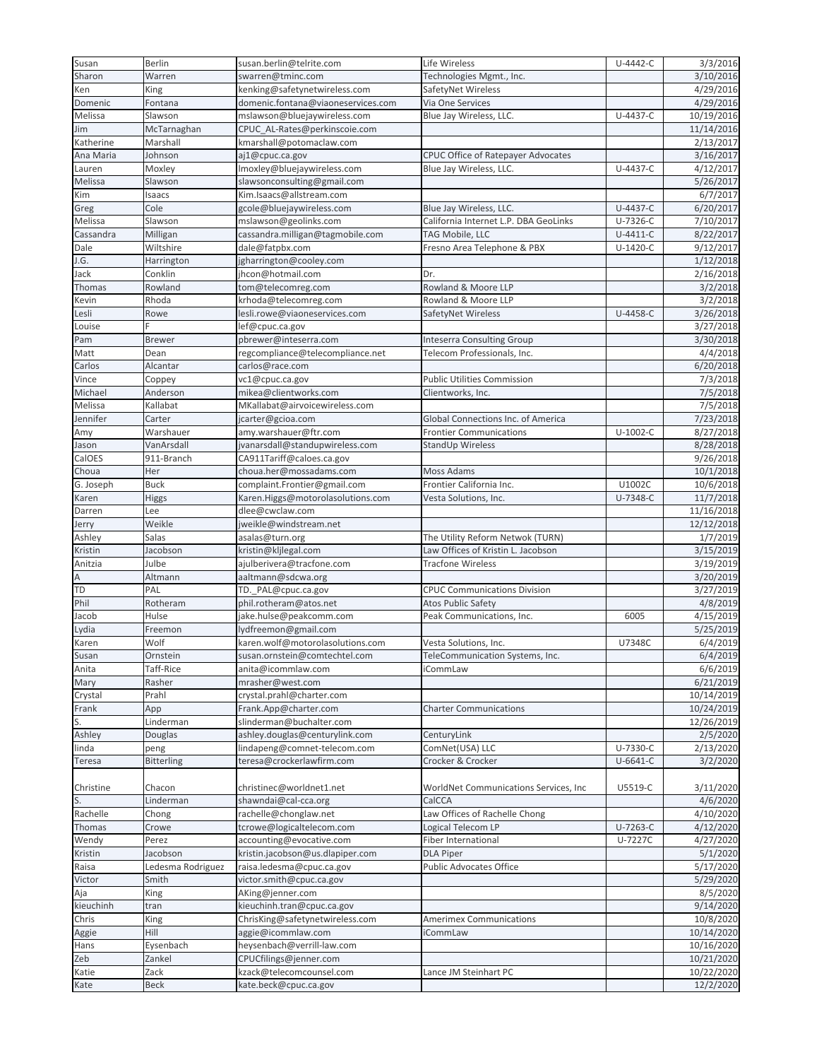| Susan | Berlin | susan.berlin@telrite.com | Life Wireless | U-4442-C | 3/3/2016 |
|---|---|---|---|---|---|
| Sharon | Warren | swarren@tminc.com | Technologies Mgmt., Inc. | | 3/10/2016 |
| Ken | King | kenking@safetynetwireless.com | SafetyNet Wireless | | 4/29/2016 |
| Domenic | Fontana | domenic.fontana@viaoneservices.com | Via One Services | | 4/29/2016 |
| Melissa | Slawson | mslawson@bluejaywireless.com | Blue Jay Wireless, LLC. | U-4437-C | 10/19/2016 |
| Jim | McTarnaghan | CPUC_AL-Rates@perkinscoie.com | | | 11/14/2016 |
| Katherine | Marshall | kmarshall@potomaclaw.com | | | 2/13/2017 |
| Ana Maria | Johnson | aj1@cpuc.ca.gov | CPUC Office of Ratepayer Advocates | | 3/16/2017 |
| Lauren | Moxley | lmoxley@bluejaywireless.com | Blue Jay Wireless, LLC. | U-4437-C | 4/12/2017 |
| Melissa | Slawson | slawsonconsulting@gmail.com | | | 5/26/2017 |
| Kim | Isaacs | Kim.Isaacs@allstream.com | | | 6/7/2017 |
| Greg | Cole | gcole@bluejaywireless.com | Blue Jay Wireless, LLC. | U-4437-C | 6/20/2017 |
| Melissa | Slawson | mslawson@geolinks.com | California Internet L.P. DBA GeoLinks | U-7326-C | 7/10/2017 |
| Cassandra | Milligan | cassandra.milligan@tagmobile.com | TAG Mobile, LLC | U-4411-C | 8/22/2017 |
| Dale | Wiltshire | dale@fatpbx.com | Fresno Area Telephone & PBX | U-1420-C | 9/12/2017 |
| J.G. | Harrington | jgharrington@cooley.com | | | 1/12/2018 |
| Jack | Conklin | jhcon@hotmail.com | Dr. | | 2/16/2018 |
| Thomas | Rowland | tom@telecomreg.com | Rowland & Moore LLP | | 3/2/2018 |
| Kevin | Rhoda | krhoda@telecomreg.com | Rowland & Moore LLP | | 3/2/2018 |
| Lesli | Rowe | lesli.rowe@viaoneservices.com | SafetyNet Wireless | U-4458-C | 3/26/2018 |
| Louise | F | lef@cpuc.ca.gov | | | 3/27/2018 |
| Pam | Brewer | pbrewer@inteserra.com | Inteserra Consulting Group | | 3/30/2018 |
| Matt | Dean | regcompliance@telecompliance.net | Telecom Professionals, Inc. | | 4/4/2018 |
| Carlos | Alcantar | carlos@race.com | | | 6/20/2018 |
| Vince | Coppey | vc1@cpuc.ca.gov | Public Utilities Commission | | 7/3/2018 |
| Michael | Anderson | mikea@clientworks.com | Clientworks, Inc. | | 7/5/2018 |
| Melissa | Kallabat | MKallabat@airvoicewireless.com | | | 7/5/2018 |
| Jennifer | Carter | jcarter@gcioa.com | Global Connections Inc. of America | | 7/23/2018 |
| Amy | Warshauer | amy.warshauer@ftr.com | Frontier Communications | U-1002-C | 8/27/2018 |
| Jason | VanArsdall | jvanarsdall@standupwireless.com | StandUp Wireless | | 8/28/2018 |
| CalOES | 911-Branch | CA911Tariff@caloes.ca.gov | | | 9/26/2018 |
| Choua | Her | choua.her@mossadams.com | Moss Adams | | 10/1/2018 |
| G. Joseph | Buck | complaint.Frontier@gmail.com | Frontier California Inc. | U1002C | 10/6/2018 |
| Karen | Higgs | Karen.Higgs@motorolasolutions.com | Vesta Solutions, Inc. | U-7348-C | 11/7/2018 |
| Darren | Lee | dlee@cwclaw.com | | | 11/16/2018 |
| Jerry | Weikle | jweikle@windstream.net | | | 12/12/2018 |
| Ashley | Salas | asalas@turn.org | The Utility Reform Netwok (TURN) | | 1/7/2019 |
| Kristin | Jacobson | kristin@kljlegal.com | Law Offices of Kristin L. Jacobson | | 3/15/2019 |
| Anitzia | Julbe | ajulberivera@tracfone.com | Tracfone Wireless | | 3/19/2019 |
| A | Altmann | aaltmann@sdcwa.org | | | 3/20/2019 |
| TD | PAL | TD._PAL@cpuc.ca.gov | CPUC Communications Division | | 3/27/2019 |
| Phil | Rotheram | phil.rotheram@atos.net | Atos Public Safety | | 4/8/2019 |
| Jacob | Hulse | jake.hulse@peakcomm.com | Peak Communications, Inc. | 6005 | 4/15/2019 |
| Lydia | Freemon | lydfreemon@gmail.com | | | 5/25/2019 |
| Karen | Wolf | karen.wolf@motorolasolutions.com | Vesta Solutions, Inc. | U7348C | 6/4/2019 |
| Susan | Ornstein | susan.ornstein@comtechtel.com | TeleCommunication Systems, Inc. | | 6/4/2019 |
| Anita | Taff-Rice | anita@icommlaw.com | iCommLaw | | 6/6/2019 |
| Mary | Rasher | mrasher@west.com | | | 6/21/2019 |
| Crystal | Prahl | crystal.prahl@charter.com | | | 10/14/2019 |
| Frank | App | Frank.App@charter.com | Charter Communications | | 10/24/2019 |
| S. | Linderman | slinderman@buchalter.com | | | 12/26/2019 |
| Ashley | Douglas | ashley.douglas@centurylink.com | CenturyLink | | 2/5/2020 |
| linda | peng | lindapeng@comnet-telecom.com | ComNet(USA) LLC | U-7330-C | 2/13/2020 |
| Teresa | Bitterling | teresa@crockerlawfirm.com | Crocker & Crocker | U-6641-C | 3/2/2020 |
| Christine | Chacon | christinec@worldnet1.net | WorldNet Communications Services, Inc | U5519-C | 3/11/2020 |
| S. | Linderman | shawndai@cal-cca.org | CalCCA | | 4/6/2020 |
| Rachelle | Chong | rachelle@chonglaw.net | Law Offices of Rachelle Chong | | 4/10/2020 |
| Thomas | Crowe | tcrowe@logicaltelecom.com | Logical Telecom LP | U-7263-C | 4/12/2020 |
| Wendy | Perez | accounting@evocative.com | Fiber International | U-7227C | 4/27/2020 |
| Kristin | Jacobson | kristin.jacobson@us.dlapiper.com | DLA Piper | | 5/1/2020 |
| Raisa | Ledesma Rodriguez | raisa.ledesma@cpuc.ca.gov | Public Advocates Office | | 5/17/2020 |
| Victor | Smith | victor.smith@cpuc.ca.gov | | | 5/29/2020 |
| Aja | King | AKing@jenner.com | | | 8/5/2020 |
| kieuchinh | tran | kieuchinh.tran@cpuc.ca.gov | | | 9/14/2020 |
| Chris | King | ChrisKing@safetynetwireless.com | Amerimex Communications | | 10/8/2020 |
| Aggie | Hill | aggie@icommlaw.com | iCommLaw | | 10/14/2020 |
| Hans | Eysenbach | heysenbach@verrill-law.com | | | 10/16/2020 |
| Zeb | Zankel | CPUCfilings@jenner.com | | | 10/21/2020 |
| Katie | Zack | kzack@telecomcounsel.com | Lance JM Steinhart PC | | 10/22/2020 |
| Kate | Beck | kate.beck@cpuc.ca.gov | | | 12/2/2020 |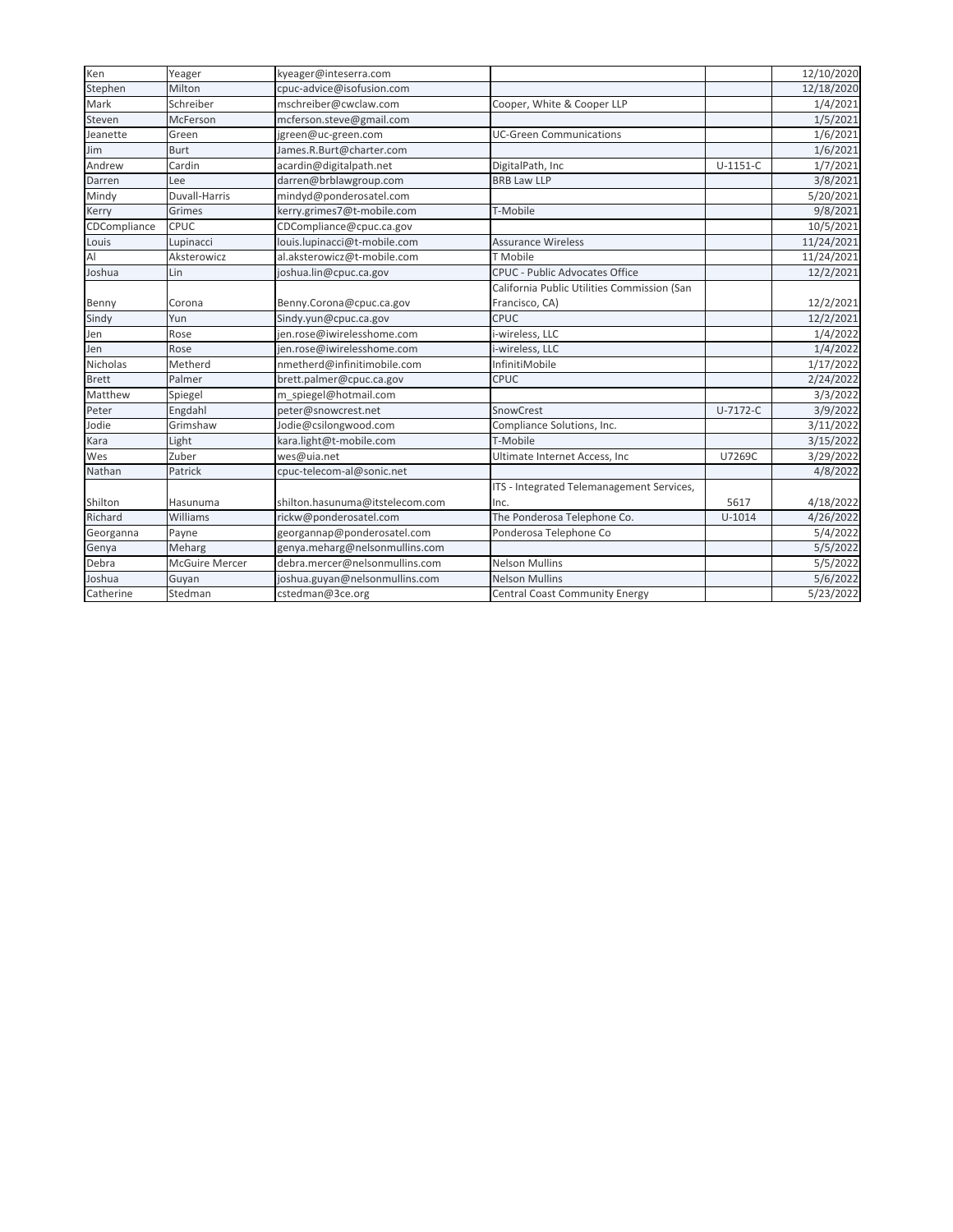| | | | | | |
|---|---|---|---|---|---|
| Ken | Yeager | kyeager@inteserra.com | | | 12/10/2020 |
| Stephen | Milton | cpuc-advice@isofusion.com | | | 12/18/2020 |
| Mark | Schreiber | mschreiber@cwclaw.com | Cooper, White & Cooper LLP | | 1/4/2021 |
| Steven | McFerson | mcferson.steve@gmail.com | | | 1/5/2021 |
| Jeanette | Green | jgreen@uc-green.com | UC-Green Communications | | 1/6/2021 |
| Jim | Burt | James.R.Burt@charter.com | | | 1/6/2021 |
| Andrew | Cardin | acardin@digitalpath.net | DigitalPath, Inc | U-1151-C | 1/7/2021 |
| Darren | Lee | darren@brblawgroup.com | BRB Law LLP | | 3/8/2021 |
| Mindy | Duvall-Harris | mindyd@ponderosatel.com | | | 5/20/2021 |
| Kerry | Grimes | kerry.grimes7@t-mobile.com | T-Mobile | | 9/8/2021 |
| CDCompliance | CPUC | CDCompliance@cpuc.ca.gov | | | 10/5/2021 |
| Louis | Lupinacci | louis.lupinacci@t-mobile.com | Assurance Wireless | | 11/24/2021 |
| Al | Aksterowicz | al.aksterowicz@t-mobile.com | T Mobile | | 11/24/2021 |
| Joshua | Lin | joshua.lin@cpuc.ca.gov | CPUC - Public Advocates Office | | 12/2/2021 |
| Benny | Corona | Benny.Corona@cpuc.ca.gov | California Public Utilities Commission (San Francisco, CA) | | 12/2/2021 |
| Sindy | Yun | Sindy.yun@cpuc.ca.gov | CPUC | | 12/2/2021 |
| Jen | Rose | jen.rose@iwirelesshome.com | i-wireless, LLC | | 1/4/2022 |
| Jen | Rose | jen.rose@iwirelesshome.com | i-wireless, LLC | | 1/4/2022 |
| Nicholas | Metherd | nmetherd@infinitimobile.com | InfinitiMobile | | 1/17/2022 |
| Brett | Palmer | brett.palmer@cpuc.ca.gov | CPUC | | 2/24/2022 |
| Matthew | Spiegel | m_spiegel@hotmail.com | | | 3/3/2022 |
| Peter | Engdahl | peter@snowcrest.net | SnowCrest | U-7172-C | 3/9/2022 |
| Jodie | Grimshaw | Jodie@csilongwood.com | Compliance Solutions, Inc. | | 3/11/2022 |
| Kara | Light | kara.light@t-mobile.com | T-Mobile | | 3/15/2022 |
| Wes | Zuber | wes@uia.net | Ultimate Internet Access, Inc | U7269C | 3/29/2022 |
| Nathan | Patrick | cpuc-telecom-al@sonic.net | | | 4/8/2022 |
| Shilton | Hasunuma | shilton.hasunuma@itstelecom.com | ITS - Integrated Telemanagement Services, Inc. | 5617 | 4/18/2022 |
| Richard | Williams | rickw@ponderosatel.com | The Ponderosa Telephone Co. | U-1014 | 4/26/2022 |
| Georganna | Payne | georgannap@ponderosatel.com | Ponderosa Telephone Co | | 5/4/2022 |
| Genya | Meharg | genya.meharg@nelsonmullins.com | | | 5/5/2022 |
| Debra | McGuire Mercer | debra.mercer@nelsonmullins.com | Nelson Mullins | | 5/5/2022 |
| Joshua | Guyan | joshua.guyan@nelsonmullins.com | Nelson Mullins | | 5/6/2022 |
| Catherine | Stedman | cstedman@3ce.org | Central Coast Community Energy | | 5/23/2022 |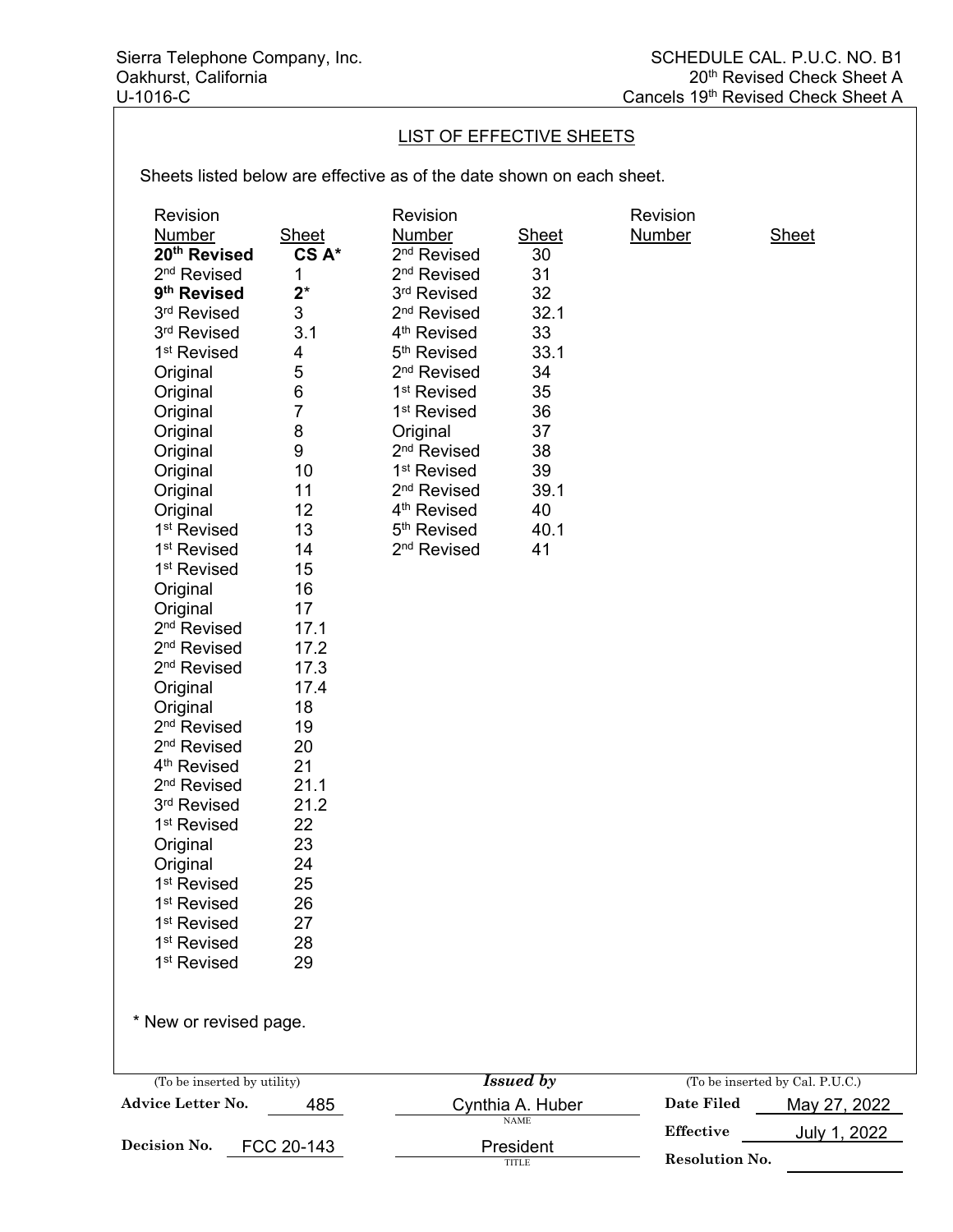Sierra Telephone Company, Inc.
Oakhurst, California
U-1016-C

SCHEDULE CAL. P.U.C. NO. B1
20th Revised Check Sheet A
Cancels 19th Revised Check Sheet A

## LIST OF EFFECTIVE SHEETS

Sheets listed below are effective as of the date shown on each sheet.

| Revision Number | Sheet | Revision Number | Sheet | Revision Number | Sheet |
|---|---|---|---|---|---|
| **20th Revised** | **CS A*** | 2nd Revised | 30 | | |
| 2nd Revised | 1 | 2nd Revised | 31 | | |
| **9th Revised** | **2*** | 3rd Revised | 32 | | |
| 3rd Revised | 3 | 2nd Revised | 32.1 | | |
| 3rd Revised | 3.1 | 4th Revised | 33 | | |
| 1st Revised | 4 | 5th Revised | 33.1 | | |
| Original | 5 | 2nd Revised | 34 | | |
| Original | 6 | 1st Revised | 35 | | |
| Original | 7 | 1st Revised | 36 | | |
| Original | 8 | Original | 37 | | |
| Original | 9 | 2nd Revised | 38 | | |
| Original | 10 | 1st Revised | 39 | | |
| Original | 11 | 2nd Revised | 39.1 | | |
| Original | 12 | 4th Revised | 40 | | |
| 1st Revised | 13 | 5th Revised | 40.1 | | |
| 1st Revised | 14 | 2nd Revised | 41 | | |
| 1st Revised | 15 | | | | |
| Original | 16 | | | | |
| Original | 17 | | | | |
| 2nd Revised | 17.1 | | | | |
| 2nd Revised | 17.2 | | | | |
| 2nd Revised | 17.3 | | | | |
| Original | 17.4 | | | | |
| Original | 18 | | | | |
| 2nd Revised | 19 | | | | |
| 2nd Revised | 20 | | | | |
| 4th Revised | 21 | | | | |
| 2nd Revised | 21.1 | | | | |
| 3rd Revised | 21.2 | | | | |
| 1st Revised | 22 | | | | |
| Original | 23 | | | | |
| Original | 24 | | | | |
| 1st Revised | 25 | | | | |
| 1st Revised | 26 | | | | |
| 1st Revised | 27 | | | | |
| 1st Revised | 28 | | | | |
| 1st Revised | 29 | | | | |

* New or revised page.

| (To be inserted by utility) | | *Issued by* | (To be inserted by Cal. P.U.C.) | |
|---|---|---|---|---|
| **Advice Letter No.** | 485 | Cynthia A. Huber (NAME) | **Date Filed** | May 27, 2022 |
| **Decision No.** | FCC 20-143 | President (TITLE) | **Effective** | July 1, 2022 |
| | | | **Resolution No.** | |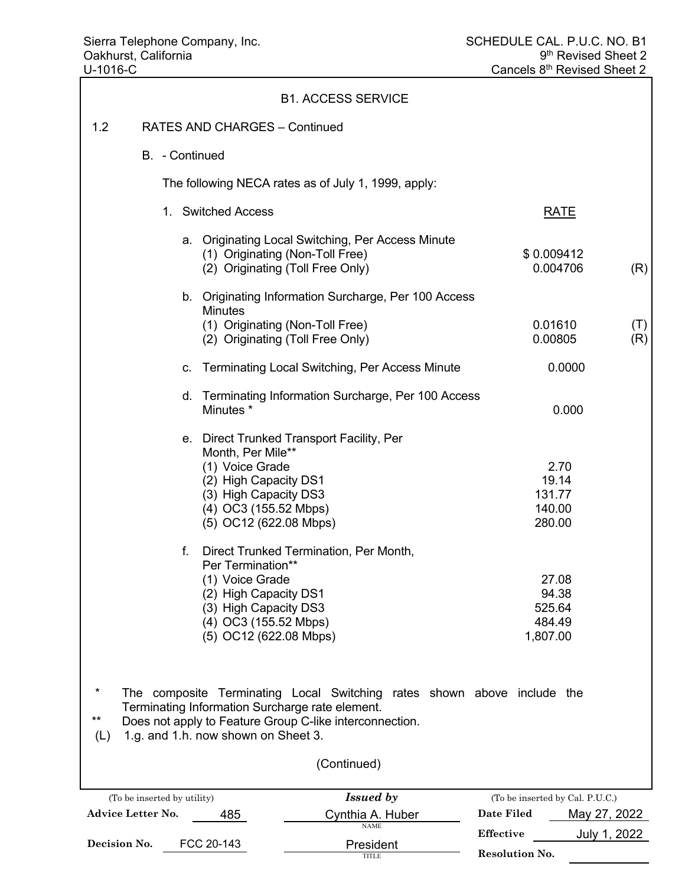Sierra Telephone Company, Inc.
Oakhurst, California
U-1016-C

SCHEDULE CAL. P.U.C. NO. B1
9th Revised Sheet 2
Cancels 8th Revised Sheet 2

## B1. ACCESS SERVICE

1.2 RATES AND CHARGES – Continued

B. - Continued

The following NECA rates as of July 1, 1999, apply:

| | RATE | |
|---|---|---|
| 1. Switched Access | | |
| a. Originating Local Switching, Per Access Minute | | |
| (1) Originating (Non-Toll Free) | $ 0.009412 | |
| (2) Originating (Toll Free Only) | 0.004706 | (R) |
| b. Originating Information Surcharge, Per 100 Access Minutes | | |
| (1) Originating (Non-Toll Free) | 0.01610 | (T) |
| (2) Originating (Toll Free Only) | 0.00805 | (R) |
| c. Terminating Local Switching, Per Access Minute | 0.0000 | |
| d. Terminating Information Surcharge, Per 100 Access Minutes * | 0.000 | |
| e. Direct Trunked Transport Facility, Per Month, Per Mile** | | |
| (1) Voice Grade | 2.70 | |
| (2) High Capacity DS1 | 19.14 | |
| (3) High Capacity DS3 | 131.77 | |
| (4) OC3 (155.52 Mbps) | 140.00 | |
| (5) OC12 (622.08 Mbps) | 280.00 | |
| f. Direct Trunked Termination, Per Month, Per Termination** | | |
| (1) Voice Grade | 27.08 | |
| (2) High Capacity DS1 | 94.38 | |
| (3) High Capacity DS3 | 525.64 | |
| (4) OC3 (155.52 Mbps) | 484.49 | |
| (5) OC12 (622.08 Mbps) | 1,807.00 | |

\* The composite Terminating Local Switching rates shown above include the Terminating Information Surcharge rate element.

\*\* Does not apply to Feature Group C-like interconnection.

(L) 1.g. and 1.h. now shown on Sheet 3.

(Continued)

| (To be inserted by utility) | *Issued by* | (To be inserted by Cal. P.U.C.) |
|---|---|---|
| **Advice Letter No.** 485 | Cynthia A. Huber (NAME) | **Date Filed** May 27, 2022 |
| **Decision No.** FCC 20-143 | President (TITLE) | **Effective** July 1, 2022 |
| | | **Resolution No.** |